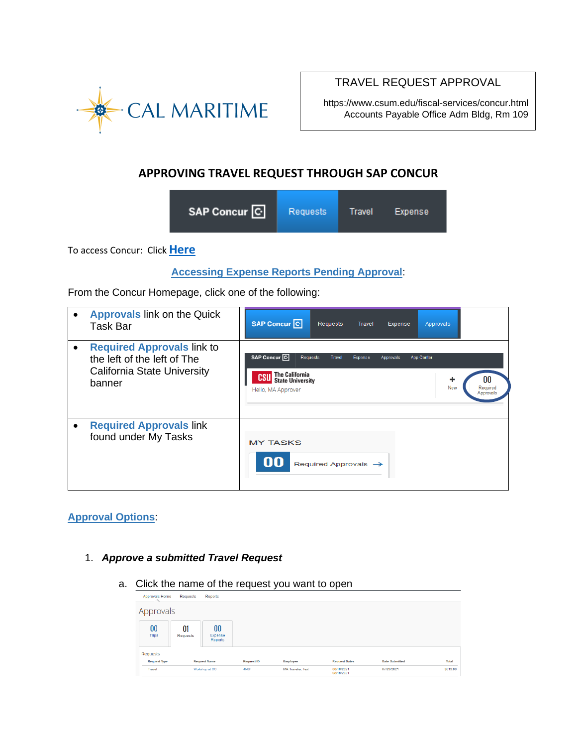CAL MARITIME

| TRAVEL REQUEST APPROVAL |
|---|
| https://www.csum.edu/fiscal-services/concur.html<br>Accounts Payable Office Adm Bldg, Rm 109 |

## APPROVING TRAVEL REQUEST THROUGH SAP CONCUR

To access Concur: Click **Here**

**Accessing Expense Reports Pending Approval**:

From the Concur Homepage, click one of the following:

| | |
|---|---|
| • **Approvals** link on the Quick Task Bar | |
| • **Required Approvals** link to the left of the left of The California State University banner | |
| • **Required Approvals** link found under My Tasks | |

**Approval Options**:

1. ***Approve a submitted Travel Request***

   a. Click the name of the request you want to open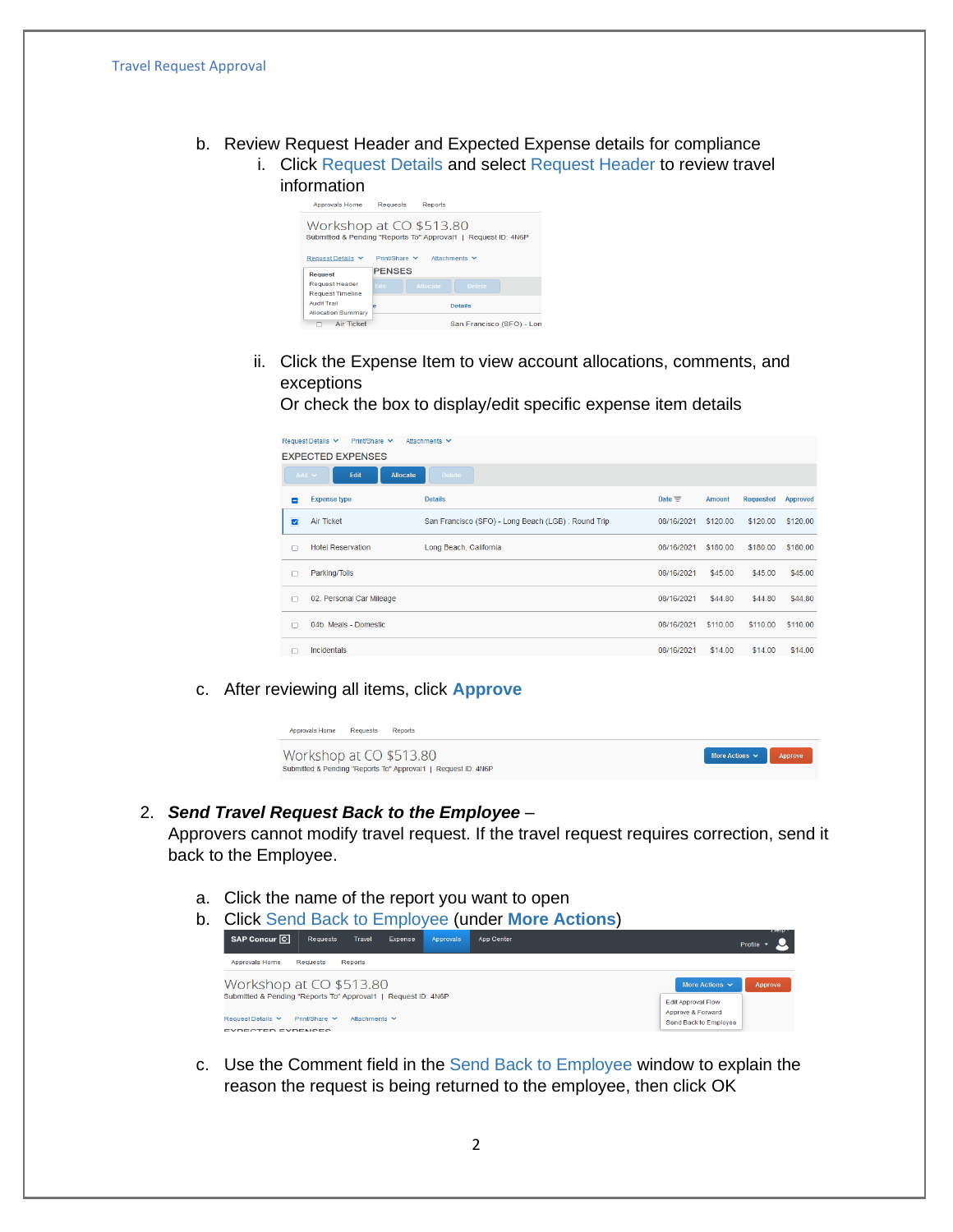b. Review Request Header and Expected Expense details for compliance
   i. Click Request Details and select Request Header to review travel information

   ii. Click the Expense Item to view account allocations, comments, and exceptions
   Or check the box to display/edit specific expense item details

c. After reviewing all items, click **Approve**

2. ***Send Travel Request Back to the Employee*** –
   Approvers cannot modify travel request. If the travel request requires correction, send it back to the Employee.

   a. Click the name of the report you want to open
   b. Click Send Back to Employee (under **More Actions**)

   c. Use the Comment field in the Send Back to Employee window to explain the reason the request is being returned to the employee, then click OK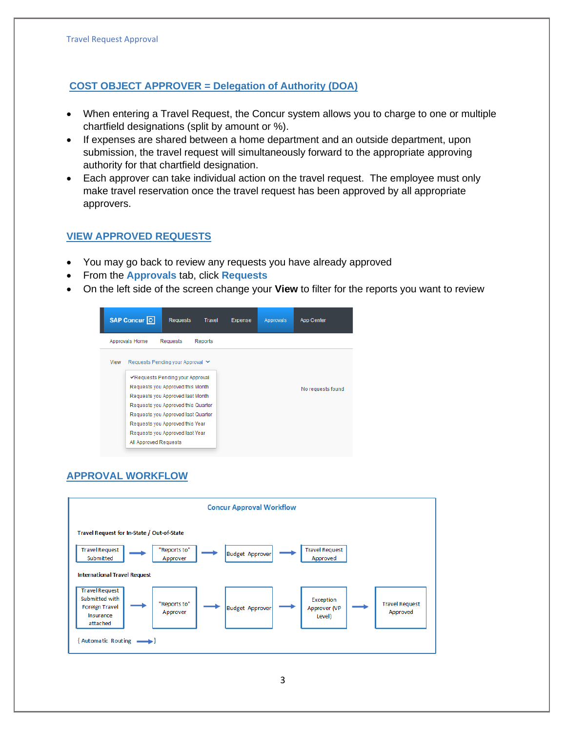## COST OBJECT APPROVER = Delegation of Authority (DOA)

- When entering a Travel Request, the Concur system allows you to charge to one or multiple chartfield designations (split by amount or %).
- If expenses are shared between a home department and an outside department, upon submission, the travel request will simultaneously forward to the appropriate approving authority for that chartfield designation.
- Each approver can take individual action on the travel request. The employee must only make travel reservation once the travel request has been approved by all appropriate approvers.

## VIEW APPROVED REQUESTS

- You may go back to review any requests you have already approved
- From the **Approvals** tab, click **Requests**
- On the left side of the screen change your **View** to filter for the reports you want to review

SAP Concur | Requests | Travel | Expense | Approvals | App Center

Approvals Home | Requests | Reports

View: Requests Pending your Approval

- ✔Requests Pending your Approval
- Requests you Approved this Month
- Requests you Approved last Month
- Requests you Approved this Quarter
- Requests you Approved last Quarter
- Requests you Approved this Year
- Requests you Approved last Year
- All Approved Requests

No requests found

## APPROVAL WORKFLOW

**Concur Approval Workflow**

**Travel Request for In-State / Out-of-State**

Travel Request Submitted → "Reports to" Approver → Budget Approver → Travel Request Approved

**International Travel Request**

Travel Request Submitted with Foreign Travel Insurance attached → "Reports to" Approver → Budget Approver → Exception Approver (VP Level) → Travel Request Approved

{ Automatic Routing → }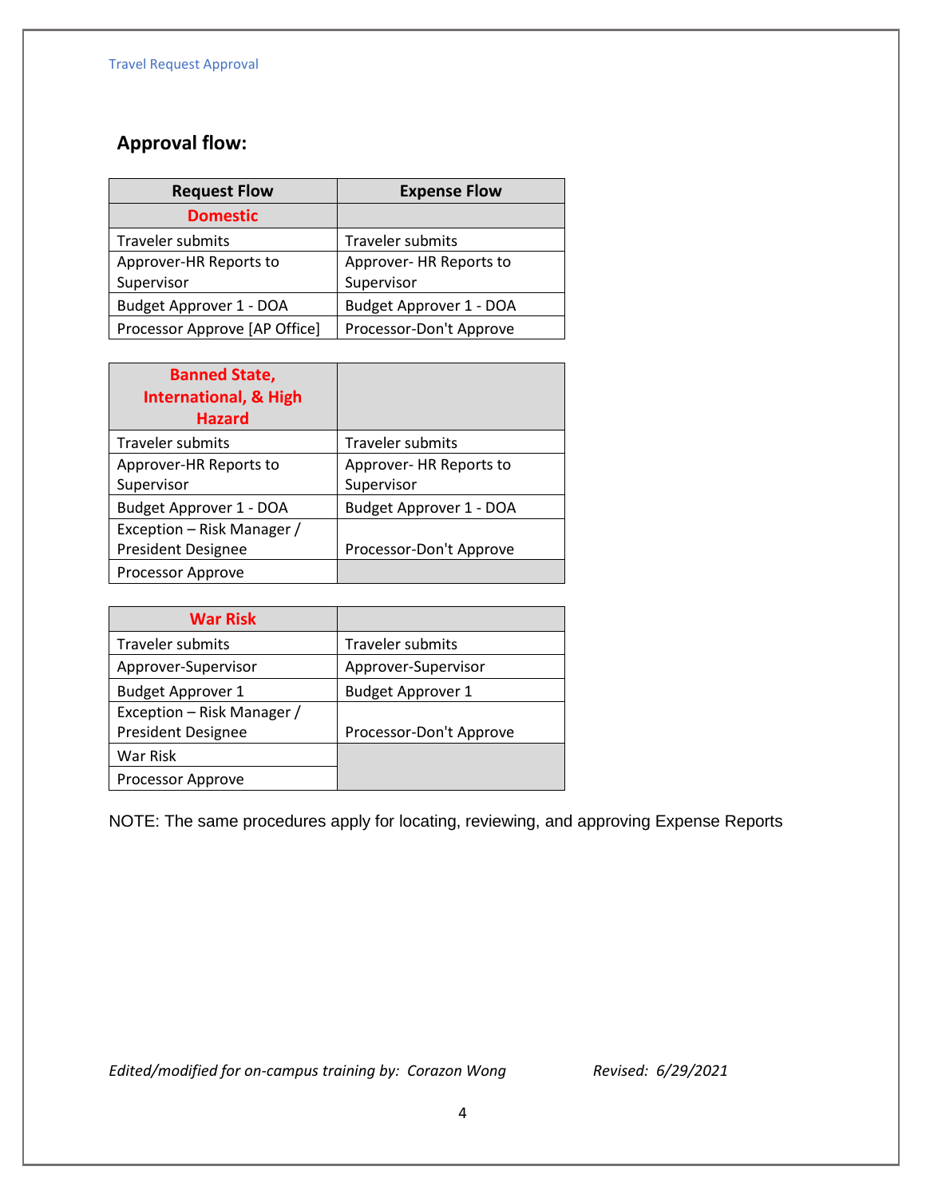## Approval flow:

| Request Flow | Expense Flow |
| --- | --- |
| **Domestic** | |
| Traveler submits | Traveler submits |
| Approver-HR Reports to Supervisor | Approver- HR Reports to Supervisor |
| Budget Approver 1 - DOA | Budget Approver 1 - DOA |
| Processor Approve [AP Office] | Processor-Don't Approve |

| | |
| --- | --- |
| **Banned State, International, & High Hazard** | |
| Traveler submits | Traveler submits |
| Approver-HR Reports to Supervisor | Approver- HR Reports to Supervisor |
| Budget Approver 1 - DOA | Budget Approver 1 - DOA |
| Exception – Risk Manager / President Designee | Processor-Don't Approve |
| Processor Approve | |

| | |
| --- | --- |
| **War Risk** | |
| Traveler submits | Traveler submits |
| Approver-Supervisor | Approver-Supervisor |
| Budget Approver 1 | Budget Approver 1 |
| Exception – Risk Manager / President Designee | Processor-Don't Approve |
| War Risk | |
| Processor Approve | |

NOTE: The same procedures apply for locating, reviewing, and approving Expense Reports

*Edited/modified for on-campus training by: Corazon Wong* *Revised: 6/29/2021*